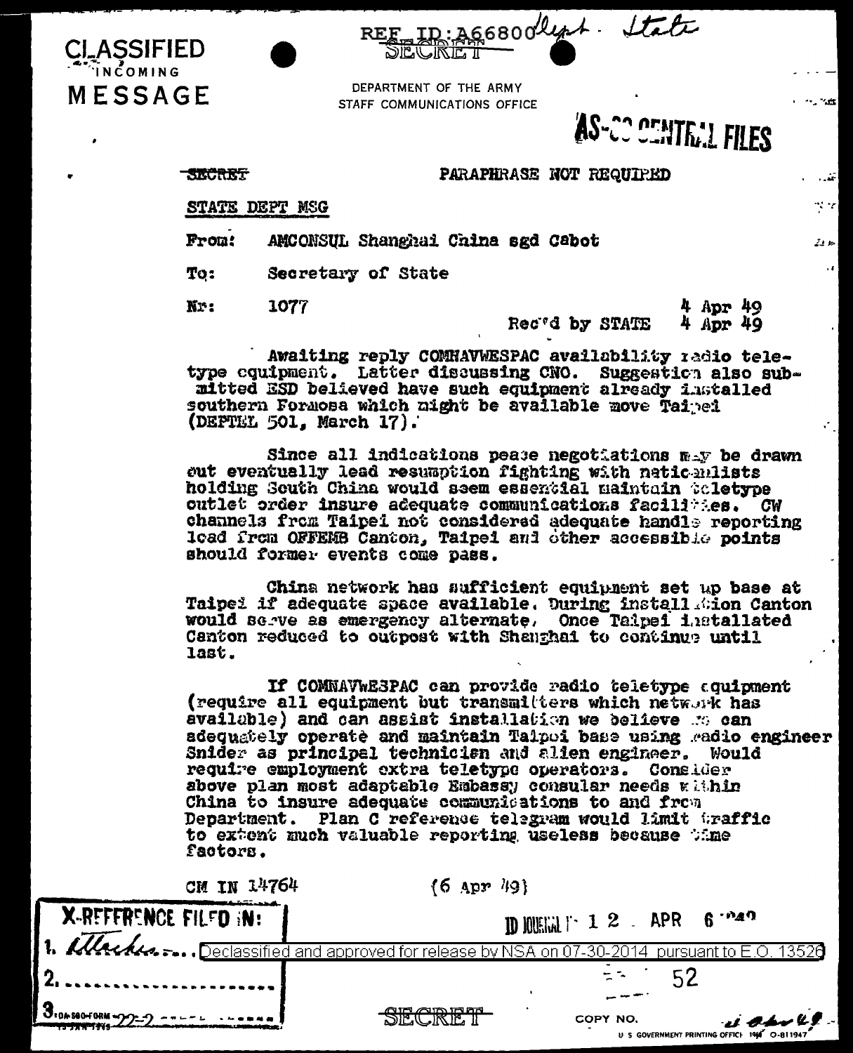REF ID:A66800 Dept. State

SECRET

**CLASSIFIED**
INCOMING
**MESSAGE**

DEPARTMENT OF THE ARMY
STAFF COMMUNICATIONS OFFICE

AS-CO CENTRAL FILES

SECRET

PARAPHRASE NOT REQUIRED

STATE DEPT MSG

From: AMCONSUL Shanghai China sgd Cabot

To: Secretary of State

Nr: 1077 4 Apr 49

Rec'd by STATE 4 Apr 49

Awaiting reply COMNAVWESPAC availability radio teletype equipment. Latter discussing CNO. Suggestion also submitted ESD believed have such equipment already installed southern Formosa which might be available move Taipei (DEPTEL 501, March 17).

Since all indications peace negotiations may be drawn out eventually lead resumption fighting with nationalists holding South China would seem essential maintain teletype outlet order insure adequate communications facilities. CW channels from Taipei not considered adequate handle reporting load from OFFEMB Canton, Taipei and other accessible points should former events come pass.

China network has sufficient equipment set up base at Taipei if adequate space available. During installation Canton would serve as emergency alternate. Once Taipei installated Canton reduced to outpost with Shanghai to continue until last.

If COMNAVWESPAC can provide radio teletype equipment (require all equipment but transmitters which network has available) and can assist installation we believe we can adequately operate and maintain Taipei base using radio engineer Snider as principal technician and alien engineer. Would require employment extra teletype operators. Consider above plan most adaptable Embassy consular needs within China to insure adequate communications to and from Department. Plan C reference telegram would limit traffic to extent much valuable reporting useless because time factors.

CM IN 14764 (6 Apr 49)

X-REFERENCE FILED IN:
1. Attaches....
2. ....................
3. ....................

ID JOURNAL # 1 2 APR 6 1949

Declassified and approved for release by NSA on 07-30-2014 pursuant to E.O. 13526

52

SECRET

COPY NO.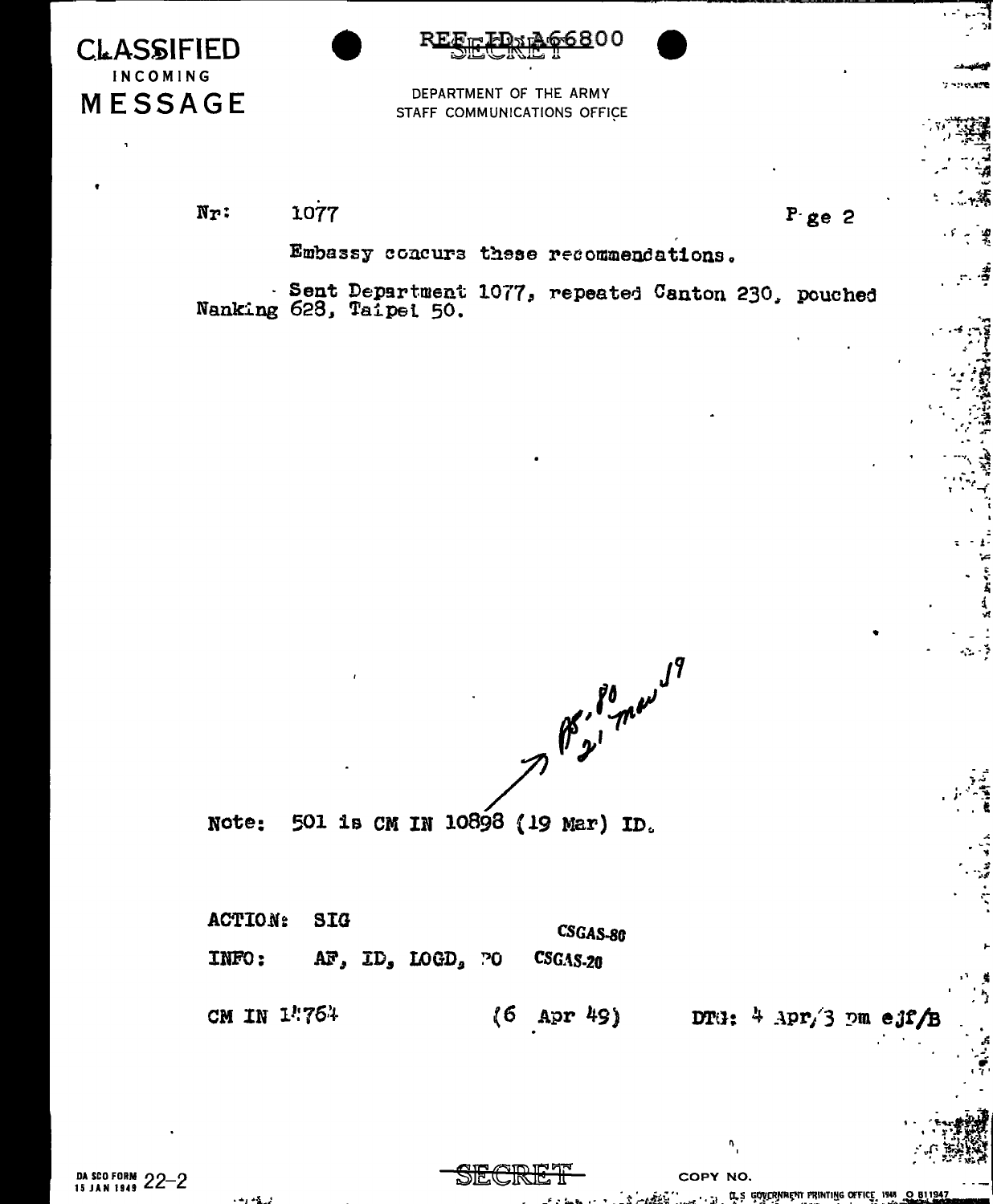CLASSIFIED
INCOMING
MESSAGE

REF ID:A66800 SECRET

DEPARTMENT OF THE ARMY
STAFF COMMUNICATIONS OFFICE

Nr: 1077 Page 2

Embassy concurs these recommendations.

Sent Department 1077, repeated Canton 230, pouched Nanking 628, Taipei 50.

PS. 80 21 Mar 49

Note: 501 is CM IN 10898 (19 Mar) ID.

ACTION: SIG CSGAS-80

INFO: AF, ID, LOGD, PO CSGAS-20

CM IN 1?764 (6 Apr 49) DTG: 4 Apr/3 pm ejf/B

DA SCO FORM 22-2
15 JAN 1949

SECRET

COPY NO.